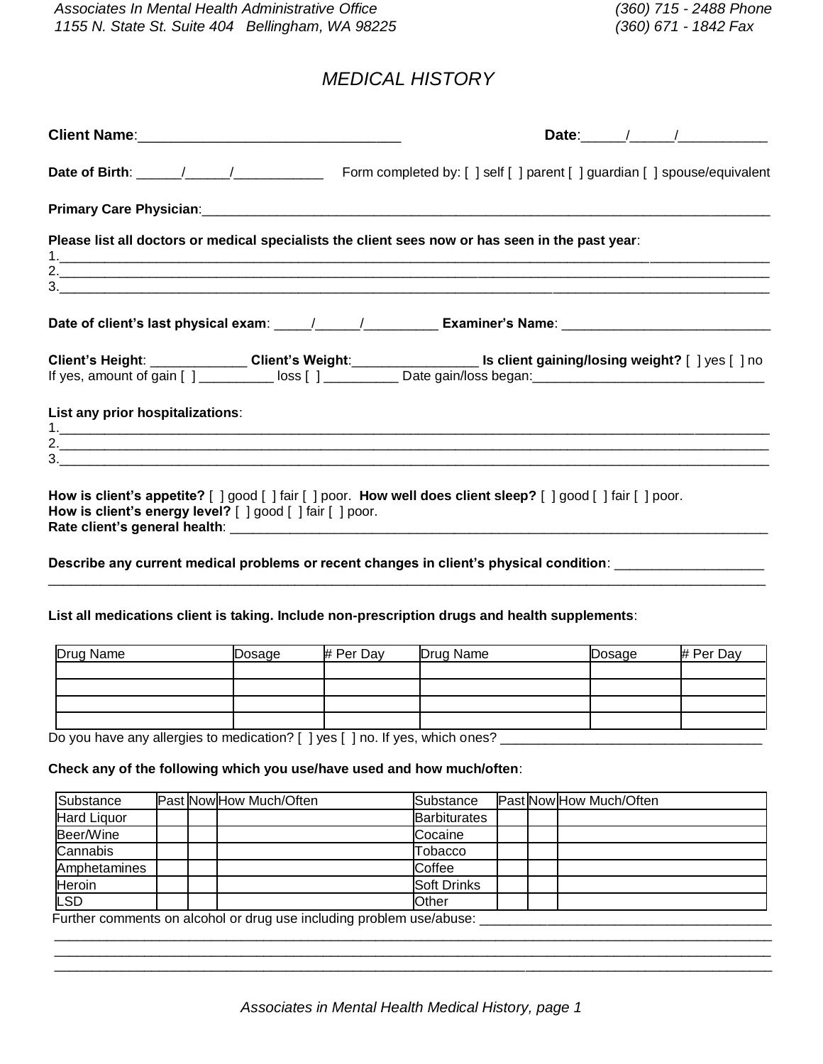*Associates In Mental Health Administrative Office* *(360) 715 - 2488 Phone*
*1155 N. State St. Suite 404 Bellingham, WA 98225* *(360) 671 - 1842 Fax*

# *MEDICAL HISTORY*

**Client Name**:_________________________________ **Date**:_____/_____/___________

**Date of Birth**: ______/______/____________ Form completed by: [ ] self [ ] parent [ ] guardian [ ] spouse/equivalent

**Primary Care Physician**:_____________________________________________________________________________

**Please list all doctors or medical specialists the client sees now or has seen in the past year**:
1.____________________________________________________________________________________________
2.____________________________________________________________________________________________
3.____________________________________________________________________________________________

**Date of client's last physical exam**: _____/______/__________ **Examiner's Name**: ___________________________

**Client's Height**: _____________ **Client's Weight**:________________ **Is client gaining/losing weight?** [ ] yes [ ] no
If yes, amount of gain [ ] __________ loss [ ] __________ Date gain/loss began:______________________________

**List any prior hospitalizations**:
1.____________________________________________________________________________________________
2.____________________________________________________________________________________________
3.____________________________________________________________________________________________

**How is client's appetite?** [ ] good [ ] fair [ ] poor. **How well does client sleep?** [ ] good [ ] fair [ ] poor.
**How is client's energy level?** [ ] good [ ] fair [ ] poor.
**Rate client's general health**: ___________________________________________________________________________

**Describe any current medical problems or recent changes in client's physical condition**: ___________________
____________________________________________________________________________________________

**List all medications client is taking. Include non-prescription drugs and health supplements**:

| Drug Name | Dosage | # Per Day | Drug Name | Dosage | # Per Day |
|---|---|---|---|---|---|
| | | | | | |
| | | | | | |
| | | | | | |
| | | | | | |

Do you have any allergies to medication? [ ] yes [ ] no. If yes, which ones? ___________________________________

**Check any of the following which you use/have used and how much/often**:

| Substance | Past | Now | How Much/Often | Substance | Past | Now | How Much/Often |
|---|---|---|---|---|---|---|---|
| Hard Liquor | | | | Barbiturates | | | |
| Beer/Wine | | | | Cocaine | | | |
| Cannabis | | | | Tobacco | | | |
| Amphetamines | | | | Coffee | | | |
| Heroin | | | | Soft Drinks | | | |
| LSD | | | | Other | | | |

Further comments on alcohol or drug use including problem use/abuse: _______________________________________
____________________________________________________________________________________________
____________________________________________________________________________________________
____________________________________________________________________________________________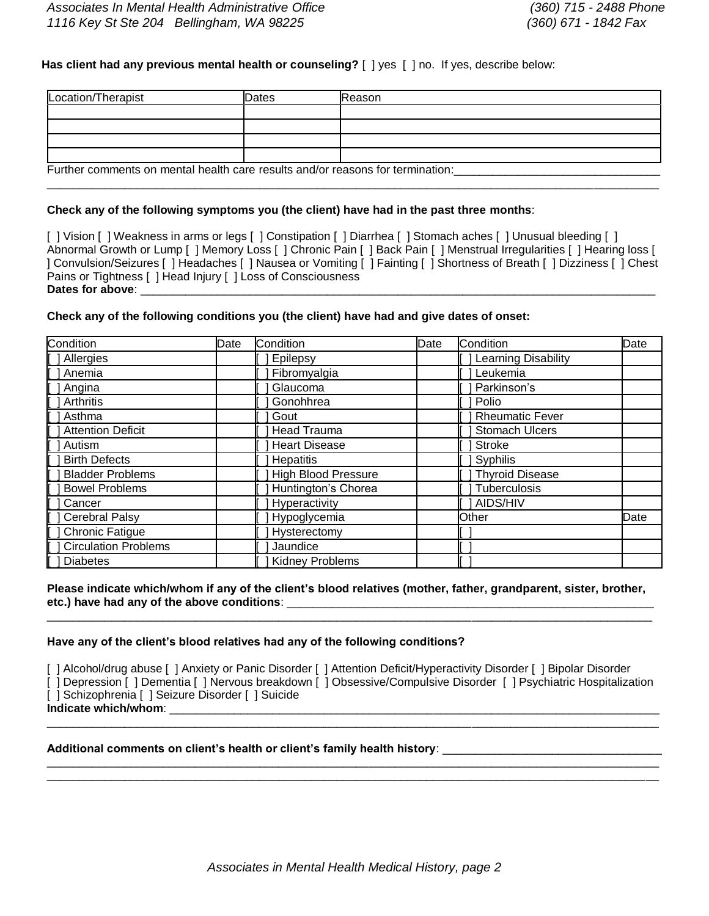Associates In Mental Health Administrative Office (360) 715 - 2488 Phone
1116 Key St Ste 204 Bellingham, WA 98225 (360) 671 - 1842 Fax

**Has client had any previous mental health or counseling?** [ ] yes [ ] no. If yes, describe below:

| Location/Therapist | Dates | Reason |
|---|---|---|
| | | |
| | | |
| | | |
| | | |

Further comments on mental health care results and/or reasons for termination:_______________________________
_____________________________________________________________________________________________

**Check any of the following symptoms you (the client) have had in the past three months**:

[ ] Vision [ ] Weakness in arms or legs [ ] Constipation [ ] Diarrhea [ ] Stomach aches [ ] Unusual bleeding [ ] Abnormal Growth or Lump [ ] Memory Loss [ ] Chronic Pain [ ] Back Pain [ ] Menstrual Irregularities [ ] Hearing loss [ ] Convulsion/Seizures [ ] Headaches [ ] Nausea or Vomiting [ ] Fainting [ ] Shortness of Breath [ ] Dizziness [ ] Chest Pains or Tightness [ ] Head Injury [ ] Loss of Consciousness
**Dates for above**: _________________________________________________________________________________

**Check any of the following conditions you (the client) have had and give dates of onset:**

| Condition | Date | Condition | Date | Condition | Date |
|---|---|---|---|---|---|
| [ ] Allergies | | [ ] Epilepsy | | [ ] Learning Disability | |
| [ ] Anemia | | [ ] Fibromyalgia | | [ ] Leukemia | |
| [ ] Angina | | [ ] Glaucoma | | [ ] Parkinson's | |
| [ ] Arthritis | | [ ] Gonohhrea | | [ ] Polio | |
| [ ] Asthma | | [ ] Gout | | [ ] Rheumatic Fever | |
| [ ] Attention Deficit | | [ ] Head Trauma | | [ ] Stomach Ulcers | |
| [ ] Autism | | [ ] Heart Disease | | [ ] Stroke | |
| [ ] Birth Defects | | [ ] Hepatitis | | [ ] Syphilis | |
| [ ] Bladder Problems | | [ ] High Blood Pressure | | [ ] Thyroid Disease | |
| [ ] Bowel Problems | | [ ] Huntington's Chorea | | [ ] Tuberculosis | |
| [ ] Cancer | | [ ] Hyperactivity | | [ ] AIDS/HIV | |
| [ ] Cerebral Palsy | | [ ] Hypoglycemia | | Other | Date |
| [ ] Chronic Fatigue | | [ ] Hysterectomy | | [ ] | |
| [ ] Circulation Problems | | [ ] Jaundice | | [ ] | |
| [ ] Diabetes | | [ ] Kidney Problems | | [ ] | |

**Please indicate which/whom if any of the client's blood relatives (mother, father, grandparent, sister, brother, etc.) have had any of the above conditions**: _____________________________________________________________
_____________________________________________________________________________________________

**Have any of the client's blood relatives had any of the following conditions?**

[ ] Alcohol/drug abuse [ ] Anxiety or Panic Disorder [ ] Attention Deficit/Hyperactivity Disorder [ ] Bipolar Disorder
[ ] Depression [ ] Dementia [ ] Nervous breakdown [ ] Obsessive/Compulsive Disorder [ ] Psychiatric Hospitalization
[ ] Schizophrenia [ ] Seizure Disorder [ ] Suicide
**Indicate which/whom**: _________________________________________________________________________
_____________________________________________________________________________________________

**Additional comments on client's health or client's family health history**: __________________________________
_____________________________________________________________________________________________
_____________________________________________________________________________________________

*Associates in Mental Health Medical History, page 2*